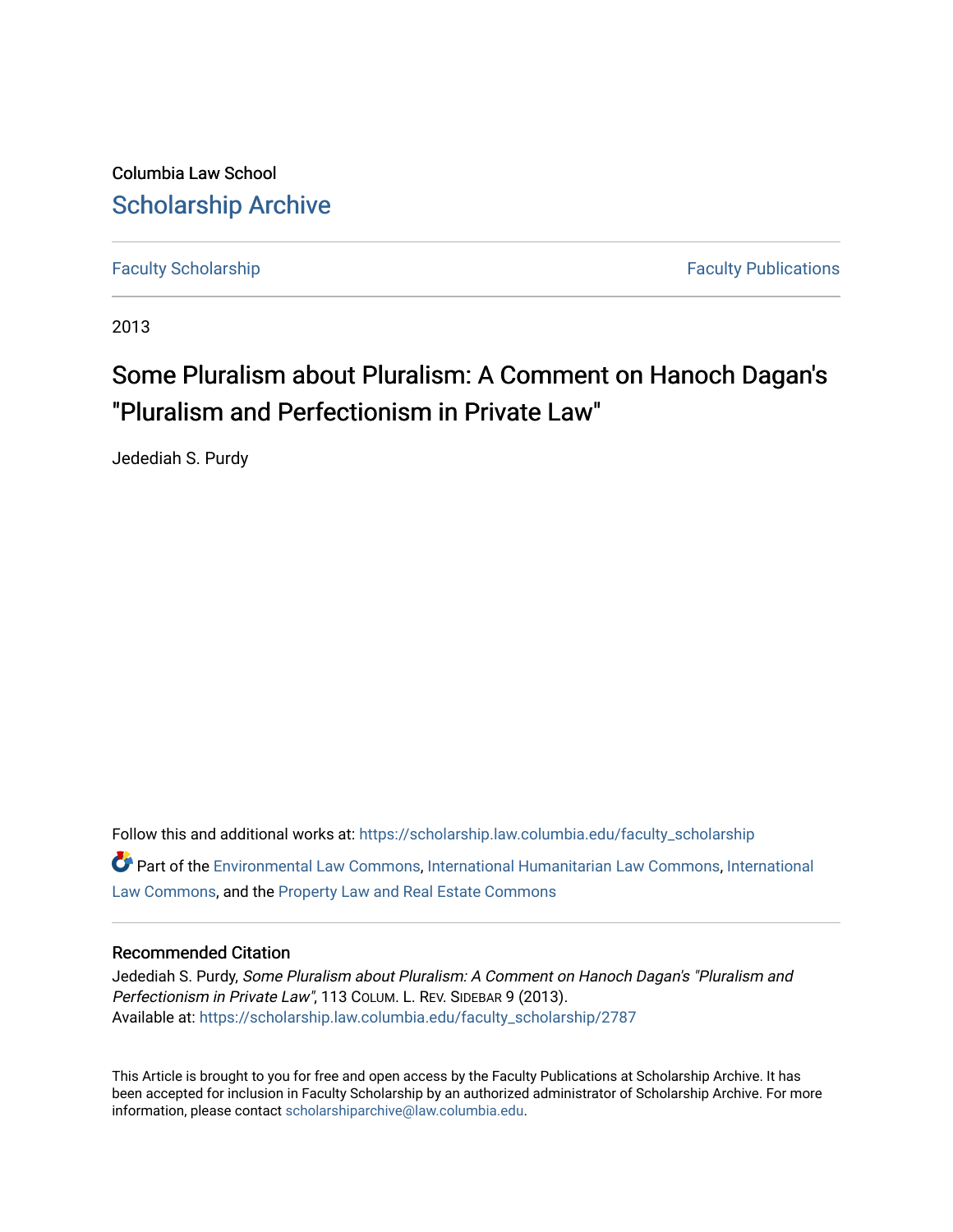Columbia Law School

# Scholarship Archive

Faculty Scholarship | Faculty Publications

2013

## Some Pluralism about Pluralism: A Comment on Hanoch Dagan's "Pluralism and Perfectionism in Private Law"

Jedediah S. Purdy

Follow this and additional works at: https://scholarship.law.columbia.edu/faculty_scholarship

Part of the Environmental Law Commons, International Humanitarian Law Commons, International Law Commons, and the Property Law and Real Estate Commons

### Recommended Citation

Jedediah S. Purdy, *Some Pluralism about Pluralism: A Comment on Hanoch Dagan's "Pluralism and Perfectionism in Private Law"*, 113 COLUM. L. REV. SIDEBAR 9 (2013).
Available at: https://scholarship.law.columbia.edu/faculty_scholarship/2787

This Article is brought to you for free and open access by the Faculty Publications at Scholarship Archive. It has been accepted for inclusion in Faculty Scholarship by an authorized administrator of Scholarship Archive. For more information, please contact scholarshiparchive@law.columbia.edu.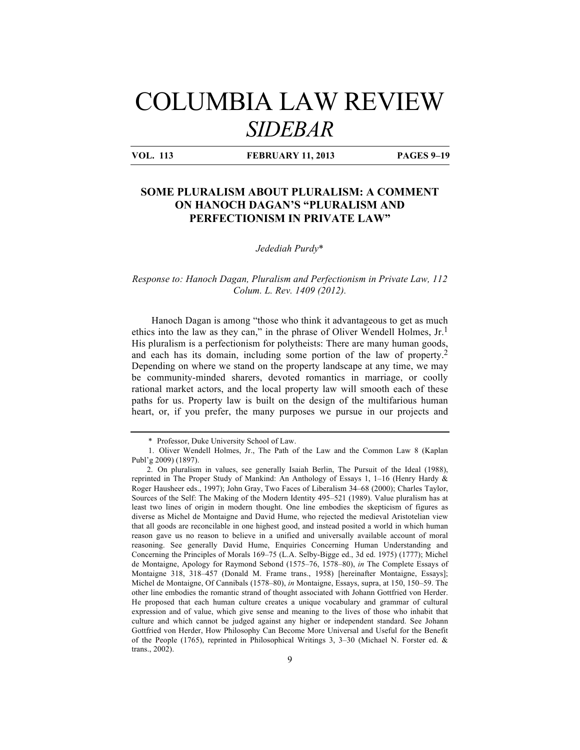# COLUMBIA LAW REVIEW *SIDEBAR*

## SOME PLURALISM ABOUT PLURALISM: A COMMENT ON HANOCH DAGAN'S "PLURALISM AND PERFECTIONISM IN PRIVATE LAW"

*Jedediah Purdy*\*

*Response to: Hanoch Dagan, Pluralism and Perfectionism in Private Law, 112 Colum. L. Rev. 1409 (2012).*

Hanoch Dagan is among "those who think it advantageous to get as much ethics into the law as they can," in the phrase of Oliver Wendell Holmes, Jr.[1] His pluralism is a perfectionism for polytheists: There are many human goods, and each has its domain, including some portion of the law of property.[2] Depending on where we stand on the property landscape at any time, we may be community-minded sharers, devoted romantics in marriage, or coolly rational market actors, and the local property law will smooth each of these paths for us. Property law is built on the design of the multifarious human heart, or, if you prefer, the many purposes we pursue in our projects and

---

\* Professor, Duke University School of Law.

1. Oliver Wendell Holmes, Jr., The Path of the Law and the Common Law 8 (Kaplan Publ'g 2009) (1897).

2. On pluralism in values, see generally Isaiah Berlin, The Pursuit of the Ideal (1988), reprinted in The Proper Study of Mankind: An Anthology of Essays 1, 1–16 (Henry Hardy & Roger Hausheer eds., 1997); John Gray, Two Faces of Liberalism 34–68 (2000); Charles Taylor, Sources of the Self: The Making of the Modern Identity 495–521 (1989). Value pluralism has at least two lines of origin in modern thought. One line embodies the skepticism of figures as diverse as Michel de Montaigne and David Hume, who rejected the medieval Aristotelian view that all goods are reconcilable in one highest good, and instead posited a world in which human reason gave us no reason to believe in a unified and universally available account of moral reasoning. See generally David Hume, Enquiries Concerning Human Understanding and Concerning the Principles of Morals 169–75 (L.A. Selby-Bigge ed., 3d ed. 1975) (1777); Michel de Montaigne, Apology for Raymond Sebond (1575–76, 1578–80), *in* The Complete Essays of Montaigne 318, 318–457 (Donald M. Frame trans., 1958) [hereinafter Montaigne, Essays]; Michel de Montaigne, Of Cannibals (1578–80), *in* Montaigne, Essays, supra, at 150, 150–59. The other line embodies the romantic strand of thought associated with Johann Gottfried von Herder. He proposed that each human culture creates a unique vocabulary and grammar of cultural expression and of value, which give sense and meaning to the lives of those who inhabit that culture and which cannot be judged against any higher or independent standard. See Johann Gottfried von Herder, How Philosophy Can Become More Universal and Useful for the Benefit of the People (1765), reprinted in Philosophical Writings 3, 3–30 (Michael N. Forster ed. & trans., 2002).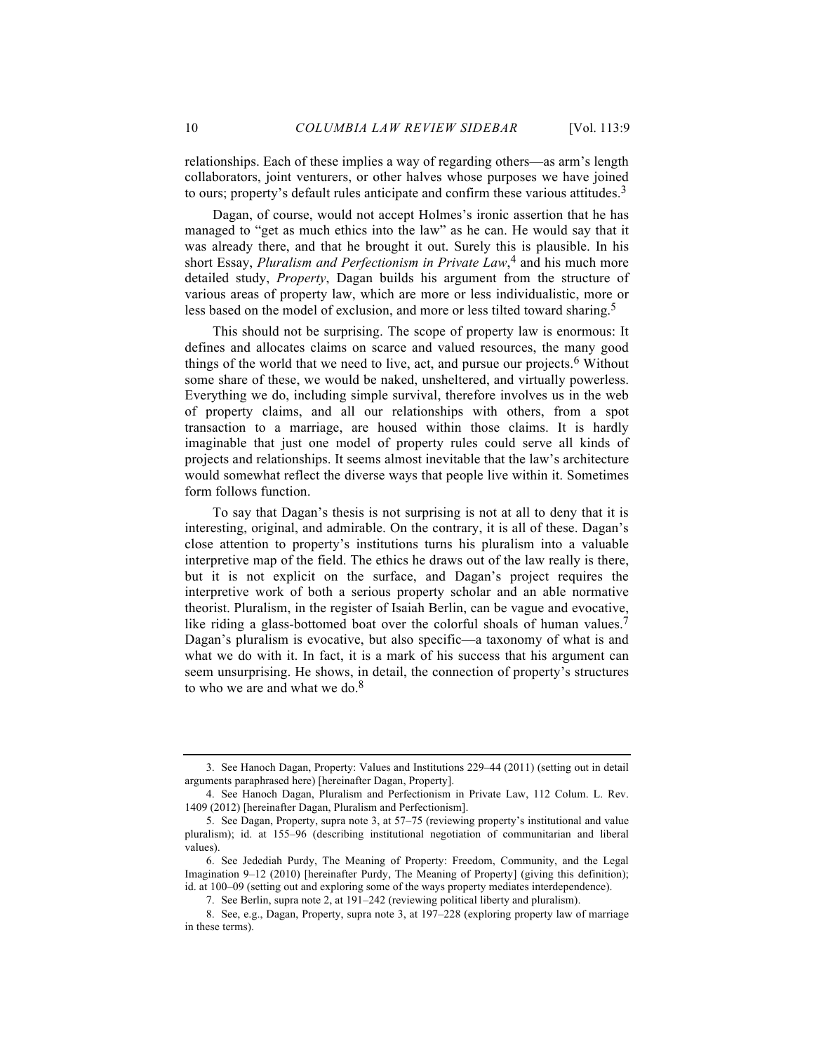relationships. Each of these implies a way of regarding others—as arm's length collaborators, joint venturers, or other halves whose purposes we have joined to ours; property's default rules anticipate and confirm these various attitudes.[3]

Dagan, of course, would not accept Holmes's ironic assertion that he has managed to "get as much ethics into the law" as he can. He would say that it was already there, and that he brought it out. Surely this is plausible. In his short Essay, *Pluralism and Perfectionism in Private Law*,[4] and his much more detailed study, *Property*, Dagan builds his argument from the structure of various areas of property law, which are more or less individualistic, more or less based on the model of exclusion, and more or less tilted toward sharing.[5]

This should not be surprising. The scope of property law is enormous: It defines and allocates claims on scarce and valued resources, the many good things of the world that we need to live, act, and pursue our projects.[6] Without some share of these, we would be naked, unsheltered, and virtually powerless. Everything we do, including simple survival, therefore involves us in the web of property claims, and all our relationships with others, from a spot transaction to a marriage, are housed within those claims. It is hardly imaginable that just one model of property rules could serve all kinds of projects and relationships. It seems almost inevitable that the law's architecture would somewhat reflect the diverse ways that people live within it. Sometimes form follows function.

To say that Dagan's thesis is not surprising is not at all to deny that it is interesting, original, and admirable. On the contrary, it is all of these. Dagan's close attention to property's institutions turns his pluralism into a valuable interpretive map of the field. The ethics he draws out of the law really is there, but it is not explicit on the surface, and Dagan's project requires the interpretive work of both a serious property scholar and an able normative theorist. Pluralism, in the register of Isaiah Berlin, can be vague and evocative, like riding a glass-bottomed boat over the colorful shoals of human values.[7] Dagan's pluralism is evocative, but also specific—a taxonomy of what is and what we do with it. In fact, it is a mark of his success that his argument can seem unsurprising. He shows, in detail, the connection of property's structures to who we are and what we do.[8]

---

3. See Hanoch Dagan, Property: Values and Institutions 229–44 (2011) (setting out in detail arguments paraphrased here) [hereinafter Dagan, Property].

4. See Hanoch Dagan, Pluralism and Perfectionism in Private Law, 112 Colum. L. Rev. 1409 (2012) [hereinafter Dagan, Pluralism and Perfectionism].

5. See Dagan, Property, supra note 3, at 57–75 (reviewing property's institutional and value pluralism); id. at 155–96 (describing institutional negotiation of communitarian and liberal values).

6. See Jedediah Purdy, The Meaning of Property: Freedom, Community, and the Legal Imagination 9–12 (2010) [hereinafter Purdy, The Meaning of Property] (giving this definition); id. at 100–09 (setting out and exploring some of the ways property mediates interdependence).

7. See Berlin, supra note 2, at 191–242 (reviewing political liberty and pluralism).

8. See, e.g., Dagan, Property, supra note 3, at 197–228 (exploring property law of marriage in these terms).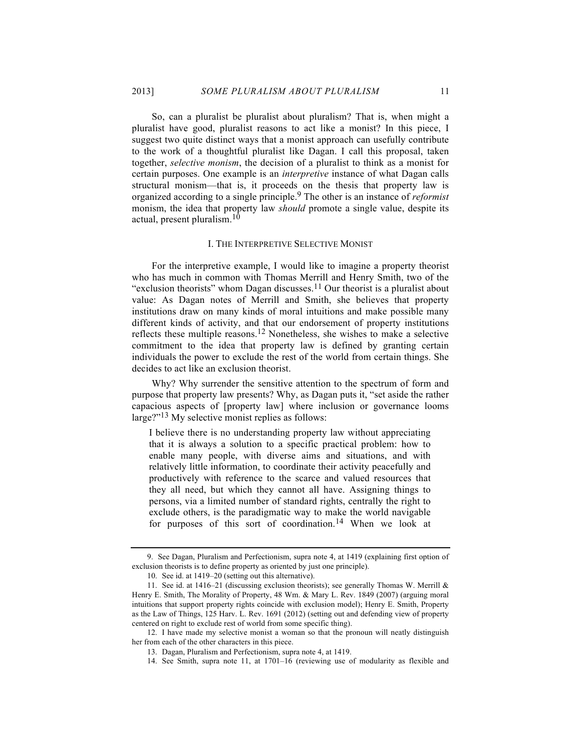So, can a pluralist be pluralist about pluralism? That is, when might a pluralist have good, pluralist reasons to act like a monist? In this piece, I suggest two quite distinct ways that a monist approach can usefully contribute to the work of a thoughtful pluralist like Dagan. I call this proposal, taken together, *selective monism*, the decision of a pluralist to think as a monist for certain purposes. One example is an *interpretive* instance of what Dagan calls structural monism—that is, it proceeds on the thesis that property law is organized according to a single principle.[9] The other is an instance of *reformist* monism, the idea that property law *should* promote a single value, despite its actual, present pluralism.[10]

## I. The Interpretive Selective Monist

For the interpretive example, I would like to imagine a property theorist who has much in common with Thomas Merrill and Henry Smith, two of the "exclusion theorists" whom Dagan discusses.[11] Our theorist is a pluralist about value: As Dagan notes of Merrill and Smith, she believes that property institutions draw on many kinds of moral intuitions and make possible many different kinds of activity, and that our endorsement of property institutions reflects these multiple reasons.[12] Nonetheless, she wishes to make a selective commitment to the idea that property law is defined by granting certain individuals the power to exclude the rest of the world from certain things. She decides to act like an exclusion theorist.

Why? Why surrender the sensitive attention to the spectrum of form and purpose that property law presents? Why, as Dagan puts it, "set aside the rather capacious aspects of [property law] where inclusion or governance looms large?"[13] My selective monist replies as follows:

> I believe there is no understanding property law without appreciating that it is always a solution to a specific practical problem: how to enable many people, with diverse aims and situations, and with relatively little information, to coordinate their activity peacefully and productively with reference to the scarce and valued resources that they all need, but which they cannot all have. Assigning things to persons, via a limited number of standard rights, centrally the right to exclude others, is the paradigmatic way to make the world navigable for purposes of this sort of coordination.[14] When we look at

---

9. See Dagan, Pluralism and Perfectionism, supra note 4, at 1419 (explaining first option of exclusion theorists is to define property as oriented by just one principle).

10. See id. at 1419–20 (setting out this alternative).

11. See id. at 1416–21 (discussing exclusion theorists); see generally Thomas W. Merrill & Henry E. Smith, The Morality of Property, 48 Wm. & Mary L. Rev. 1849 (2007) (arguing moral intuitions that support property rights coincide with exclusion model); Henry E. Smith, Property as the Law of Things, 125 Harv. L. Rev. 1691 (2012) (setting out and defending view of property centered on right to exclude rest of world from some specific thing).

12. I have made my selective monist a woman so that the pronoun will neatly distinguish her from each of the other characters in this piece.

13. Dagan, Pluralism and Perfectionism, supra note 4, at 1419.

14. See Smith, supra note 11, at 1701–16 (reviewing use of modularity as flexible and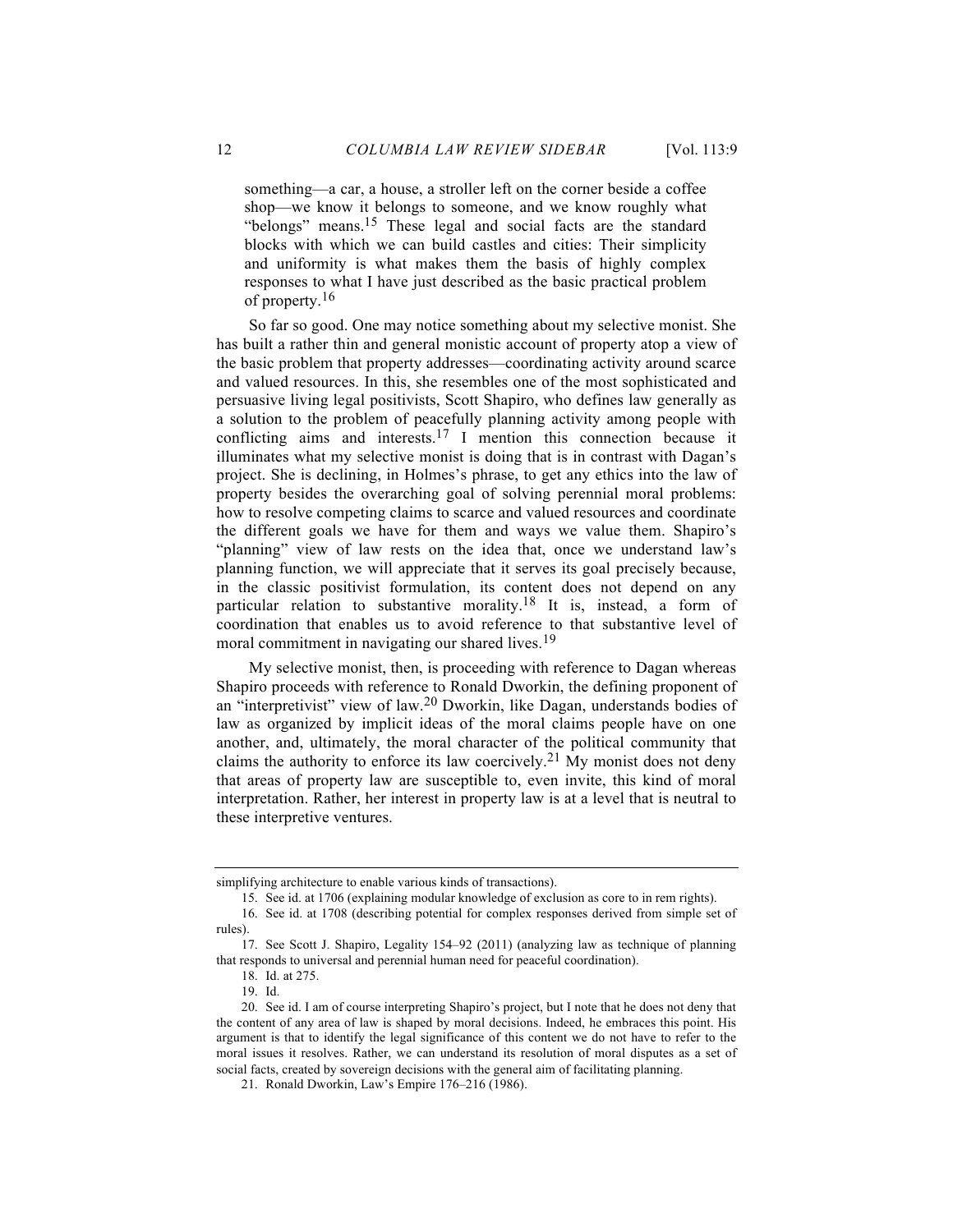something—a car, a house, a stroller left on the corner beside a coffee shop—we know it belongs to someone, and we know roughly what "belongs" means.[15] These legal and social facts are the standard blocks with which we can build castles and cities: Their simplicity and uniformity is what makes them the basis of highly complex responses to what I have just described as the basic practical problem of property.[16]

So far so good. One may notice something about my selective monist. She has built a rather thin and general monistic account of property atop a view of the basic problem that property addresses—coordinating activity around scarce and valued resources. In this, she resembles one of the most sophisticated and persuasive living legal positivists, Scott Shapiro, who defines law generally as a solution to the problem of peacefully planning activity among people with conflicting aims and interests.[17] I mention this connection because it illuminates what my selective monist is doing that is in contrast with Dagan's project. She is declining, in Holmes's phrase, to get any ethics into the law of property besides the overarching goal of solving perennial moral problems: how to resolve competing claims to scarce and valued resources and coordinate the different goals we have for them and ways we value them. Shapiro's "planning" view of law rests on the idea that, once we understand law's planning function, we will appreciate that it serves its goal precisely because, in the classic positivist formulation, its content does not depend on any particular relation to substantive morality.[18] It is, instead, a form of coordination that enables us to avoid reference to that substantive level of moral commitment in navigating our shared lives.[19]

My selective monist, then, is proceeding with reference to Dagan whereas Shapiro proceeds with reference to Ronald Dworkin, the defining proponent of an "interpretivist" view of law.[20] Dworkin, like Dagan, understands bodies of law as organized by implicit ideas of the moral claims people have on one another, and, ultimately, the moral character of the political community that claims the authority to enforce its law coercively.[21] My monist does not deny that areas of property law are susceptible to, even invite, this kind of moral interpretation. Rather, her interest in property law is at a level that is neutral to these interpretive ventures.

---

simplifying architecture to enable various kinds of transactions).

15. See id. at 1706 (explaining modular knowledge of exclusion as core to in rem rights).

16. See id. at 1708 (describing potential for complex responses derived from simple set of rules).

17. See Scott J. Shapiro, Legality 154–92 (2011) (analyzing law as technique of planning that responds to universal and perennial human need for peaceful coordination).

18. Id. at 275.

19. Id.

20. See id. I am of course interpreting Shapiro's project, but I note that he does not deny that the content of any area of law is shaped by moral decisions. Indeed, he embraces this point. His argument is that to identify the legal significance of this content we do not have to refer to the moral issues it resolves. Rather, we can understand its resolution of moral disputes as a set of social facts, created by sovereign decisions with the general aim of facilitating planning.

21. Ronald Dworkin, Law's Empire 176–216 (1986).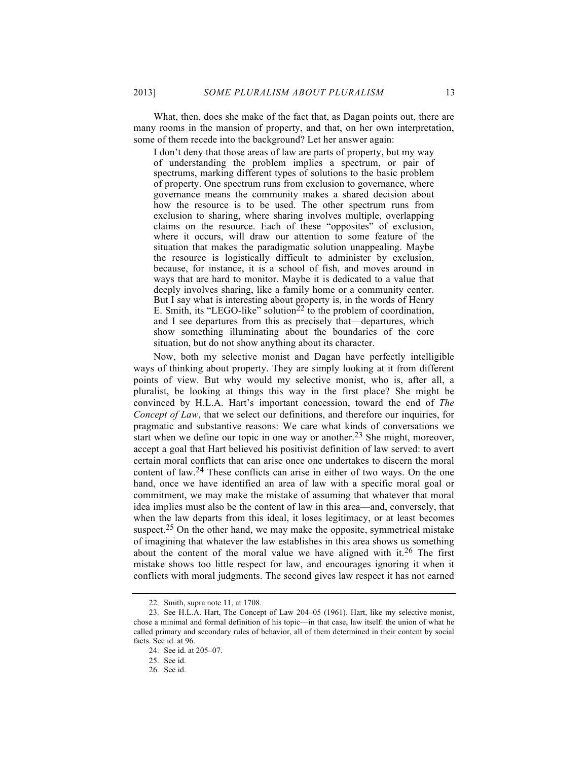What, then, does she make of the fact that, as Dagan points out, there are many rooms in the mansion of property, and that, on her own interpretation, some of them recede into the background? Let her answer again:

> I don't deny that those areas of law are parts of property, but my way of understanding the problem implies a spectrum, or pair of spectrums, marking different types of solutions to the basic problem of property. One spectrum runs from exclusion to governance, where governance means the community makes a shared decision about how the resource is to be used. The other spectrum runs from exclusion to sharing, where sharing involves multiple, overlapping claims on the resource. Each of these "opposites" of exclusion, where it occurs, will draw our attention to some feature of the situation that makes the paradigmatic solution unappealing. Maybe the resource is logistically difficult to administer by exclusion, because, for instance, it is a school of fish, and moves around in ways that are hard to monitor. Maybe it is dedicated to a value that deeply involves sharing, like a family home or a community center. But I say what is interesting about property is, in the words of Henry E. Smith, its "LEGO-like" solution[22] to the problem of coordination, and I see departures from this as precisely that—departures, which show something illuminating about the boundaries of the core situation, but do not show anything about its character.

Now, both my selective monist and Dagan have perfectly intelligible ways of thinking about property. They are simply looking at it from different points of view. But why would my selective monist, who is, after all, a pluralist, be looking at things this way in the first place? She might be convinced by H.L.A. Hart's important concession, toward the end of *The Concept of Law*, that we select our definitions, and therefore our inquiries, for pragmatic and substantive reasons: We care what kinds of conversations we start when we define our topic in one way or another.[23] She might, moreover, accept a goal that Hart believed his positivist definition of law served: to avert certain moral conflicts that can arise once one undertakes to discern the moral content of law.[24] These conflicts can arise in either of two ways. On the one hand, once we have identified an area of law with a specific moral goal or commitment, we may make the mistake of assuming that whatever that moral idea implies must also be the content of law in this area—and, conversely, that when the law departs from this ideal, it loses legitimacy, or at least becomes suspect.[25] On the other hand, we may make the opposite, symmetrical mistake of imagining that whatever the law establishes in this area shows us something about the content of the moral value we have aligned with it.[26] The first mistake shows too little respect for law, and encourages ignoring it when it conflicts with moral judgments. The second gives law respect it has not earned

22. Smith, supra note 11, at 1708.

23. See H.L.A. Hart, The Concept of Law 204–05 (1961). Hart, like my selective monist, chose a minimal and formal definition of his topic—in that case, law itself: the union of what he called primary and secondary rules of behavior, all of them determined in their content by social facts. See id. at 96.

24. See id. at 205–07.

25. See id.

26. See id.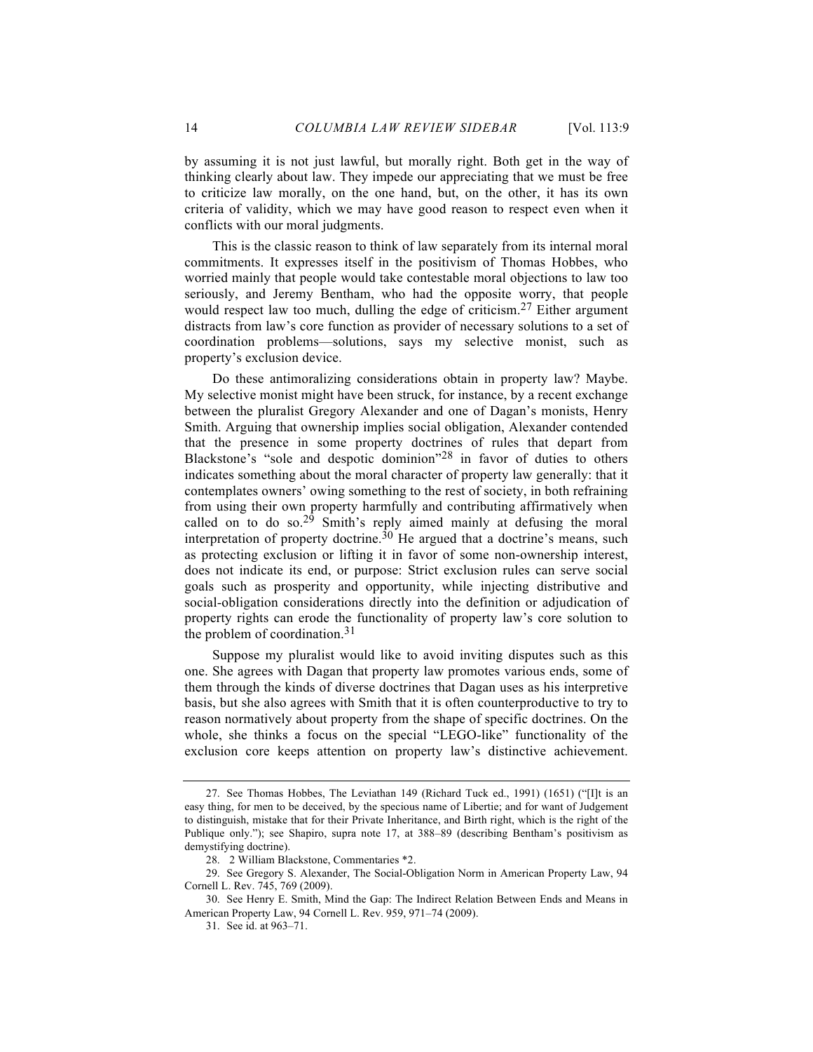by assuming it is not just lawful, but morally right. Both get in the way of thinking clearly about law. They impede our appreciating that we must be free to criticize law morally, on the one hand, but, on the other, it has its own criteria of validity, which we may have good reason to respect even when it conflicts with our moral judgments.

This is the classic reason to think of law separately from its internal moral commitments. It expresses itself in the positivism of Thomas Hobbes, who worried mainly that people would take contestable moral objections to law too seriously, and Jeremy Bentham, who had the opposite worry, that people would respect law too much, dulling the edge of criticism.[27] Either argument distracts from law's core function as provider of necessary solutions to a set of coordination problems—solutions, says my selective monist, such as property's exclusion device.

Do these antimoralizing considerations obtain in property law? Maybe. My selective monist might have been struck, for instance, by a recent exchange between the pluralist Gregory Alexander and one of Dagan's monists, Henry Smith. Arguing that ownership implies social obligation, Alexander contended that the presence in some property doctrines of rules that depart from Blackstone's "sole and despotic dominion"[28] in favor of duties to others indicates something about the moral character of property law generally: that it contemplates owners' owing something to the rest of society, in both refraining from using their own property harmfully and contributing affirmatively when called on to do so.[29] Smith's reply aimed mainly at defusing the moral interpretation of property doctrine.[30] He argued that a doctrine's means, such as protecting exclusion or lifting it in favor of some non-ownership interest, does not indicate its end, or purpose: Strict exclusion rules can serve social goals such as prosperity and opportunity, while injecting distributive and social-obligation considerations directly into the definition or adjudication of property rights can erode the functionality of property law's core solution to the problem of coordination.[31]

Suppose my pluralist would like to avoid inviting disputes such as this one. She agrees with Dagan that property law promotes various ends, some of them through the kinds of diverse doctrines that Dagan uses as his interpretive basis, but she also agrees with Smith that it is often counterproductive to try to reason normatively about property from the shape of specific doctrines. On the whole, she thinks a focus on the special "LEGO-like" functionality of the exclusion core keeps attention on property law's distinctive achievement.

---

27. See Thomas Hobbes, The Leviathan 149 (Richard Tuck ed., 1991) (1651) ("[I]t is an easy thing, for men to be deceived, by the specious name of Libertie; and for want of Judgement to distinguish, mistake that for their Private Inheritance, and Birth right, which is the right of the Publique only."); see Shapiro, supra note 17, at 388–89 (describing Bentham's positivism as demystifying doctrine).

28. 2 William Blackstone, Commentaries *2.

29. See Gregory S. Alexander, The Social-Obligation Norm in American Property Law, 94 Cornell L. Rev. 745, 769 (2009).

30. See Henry E. Smith, Mind the Gap: The Indirect Relation Between Ends and Means in American Property Law, 94 Cornell L. Rev. 959, 971–74 (2009).

31. See id. at 963–71.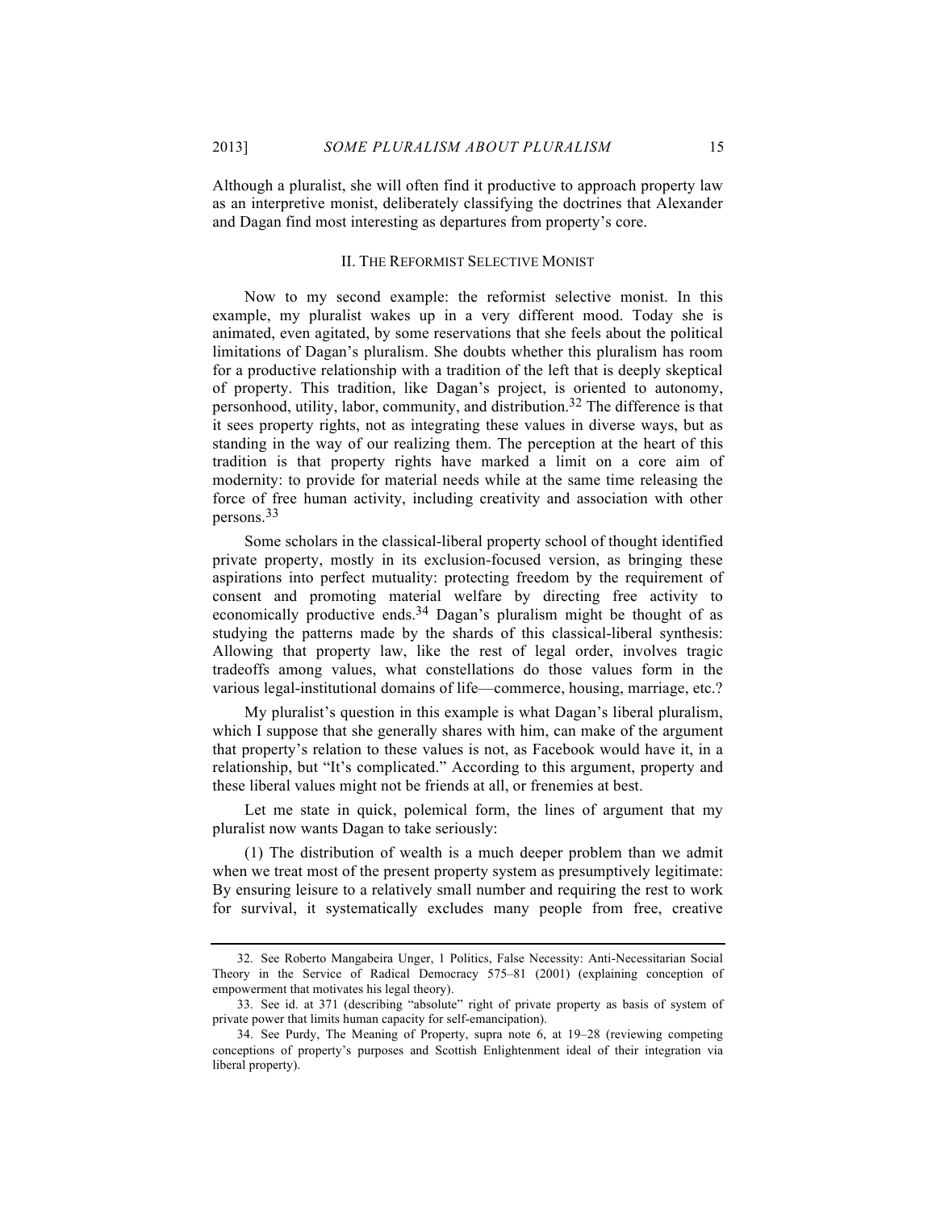Although a pluralist, she will often find it productive to approach property law as an interpretive monist, deliberately classifying the doctrines that Alexander and Dagan find most interesting as departures from property's core.

## II. The Reformist Selective Monist

Now to my second example: the reformist selective monist. In this example, my pluralist wakes up in a very different mood. Today she is animated, even agitated, by some reservations that she feels about the political limitations of Dagan's pluralism. She doubts whether this pluralism has room for a productive relationship with a tradition of the left that is deeply skeptical of property. This tradition, like Dagan's project, is oriented to autonomy, personhood, utility, labor, community, and distribution.[32] The difference is that it sees property rights, not as integrating these values in diverse ways, but as standing in the way of our realizing them. The perception at the heart of this tradition is that property rights have marked a limit on a core aim of modernity: to provide for material needs while at the same time releasing the force of free human activity, including creativity and association with other persons.[33]

Some scholars in the classical-liberal property school of thought identified private property, mostly in its exclusion-focused version, as bringing these aspirations into perfect mutuality: protecting freedom by the requirement of consent and promoting material welfare by directing free activity to economically productive ends.[34] Dagan's pluralism might be thought of as studying the patterns made by the shards of this classical-liberal synthesis: Allowing that property law, like the rest of legal order, involves tragic tradeoffs among values, what constellations do those values form in the various legal-institutional domains of life—commerce, housing, marriage, etc.?

My pluralist's question in this example is what Dagan's liberal pluralism, which I suppose that she generally shares with him, can make of the argument that property's relation to these values is not, as Facebook would have it, in a relationship, but "It's complicated." According to this argument, property and these liberal values might not be friends at all, or frenemies at best.

Let me state in quick, polemical form, the lines of argument that my pluralist now wants Dagan to take seriously:

(1) The distribution of wealth is a much deeper problem than we admit when we treat most of the present property system as presumptively legitimate: By ensuring leisure to a relatively small number and requiring the rest to work for survival, it systematically excludes many people from free, creative

---

32. See Roberto Mangabeira Unger, 1 Politics, False Necessity: Anti-Necessitarian Social Theory in the Service of Radical Democracy 575–81 (2001) (explaining conception of empowerment that motivates his legal theory).

33. See id. at 371 (describing "absolute" right of private property as basis of system of private power that limits human capacity for self-emancipation).

34. See Purdy, The Meaning of Property, supra note 6, at 19–28 (reviewing competing conceptions of property's purposes and Scottish Enlightenment ideal of their integration via liberal property).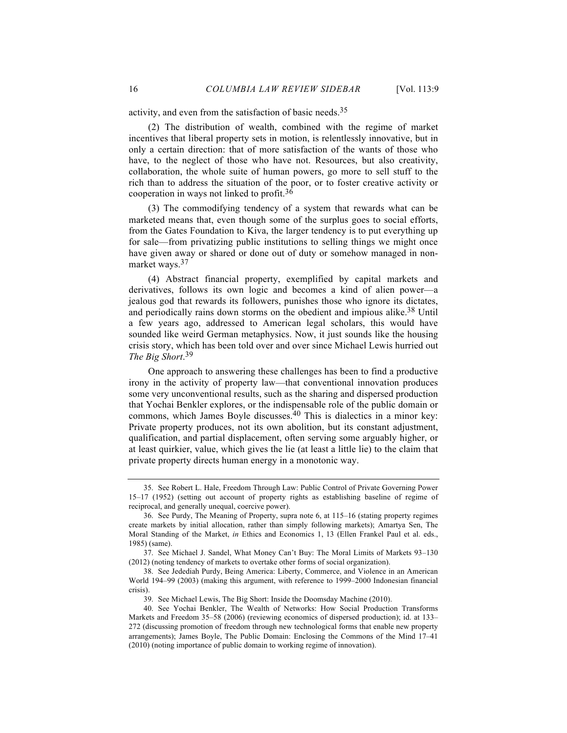activity, and even from the satisfaction of basic needs.[35]

(2) The distribution of wealth, combined with the regime of market incentives that liberal property sets in motion, is relentlessly innovative, but in only a certain direction: that of more satisfaction of the wants of those who have, to the neglect of those who have not. Resources, but also creativity, collaboration, the whole suite of human powers, go more to sell stuff to the rich than to address the situation of the poor, or to foster creative activity or cooperation in ways not linked to profit.[36]

(3) The commodifying tendency of a system that rewards what can be marketed means that, even though some of the surplus goes to social efforts, from the Gates Foundation to Kiva, the larger tendency is to put everything up for sale—from privatizing public institutions to selling things we might once have given away or shared or done out of duty or somehow managed in non-market ways.[37]

(4) Abstract financial property, exemplified by capital markets and derivatives, follows its own logic and becomes a kind of alien power—a jealous god that rewards its followers, punishes those who ignore its dictates, and periodically rains down storms on the obedient and impious alike.[38] Until a few years ago, addressed to American legal scholars, this would have sounded like weird German metaphysics. Now, it just sounds like the housing crisis story, which has been told over and over since Michael Lewis hurried out *The Big Short*.[39]

One approach to answering these challenges has been to find a productive irony in the activity of property law—that conventional innovation produces some very unconventional results, such as the sharing and dispersed production that Yochai Benkler explores, or the indispensable role of the public domain or commons, which James Boyle discusses.[40] This is dialectics in a minor key: Private property produces, not its own abolition, but its constant adjustment, qualification, and partial displacement, often serving some arguably higher, or at least quirkier, value, which gives the lie (at least a little lie) to the claim that private property directs human energy in a monotonic way.

---

35. See Robert L. Hale, Freedom Through Law: Public Control of Private Governing Power 15–17 (1952) (setting out account of property rights as establishing baseline of regime of reciprocal, and generally unequal, coercive power).

36. See Purdy, The Meaning of Property, supra note 6, at 115–16 (stating property regimes create markets by initial allocation, rather than simply following markets); Amartya Sen, The Moral Standing of the Market, *in* Ethics and Economics 1, 13 (Ellen Frankel Paul et al. eds., 1985) (same).

37. See Michael J. Sandel, What Money Can't Buy: The Moral Limits of Markets 93–130 (2012) (noting tendency of markets to overtake other forms of social organization).

38. See Jedediah Purdy, Being America: Liberty, Commerce, and Violence in an American World 194–99 (2003) (making this argument, with reference to 1999–2000 Indonesian financial crisis).

39. See Michael Lewis, The Big Short: Inside the Doomsday Machine (2010).

40. See Yochai Benkler, The Wealth of Networks: How Social Production Transforms Markets and Freedom 35–58 (2006) (reviewing economics of dispersed production); id. at 133–272 (discussing promotion of freedom through new technological forms that enable new property arrangements); James Boyle, The Public Domain: Enclosing the Commons of the Mind 17–41 (2010) (noting importance of public domain to working regime of innovation).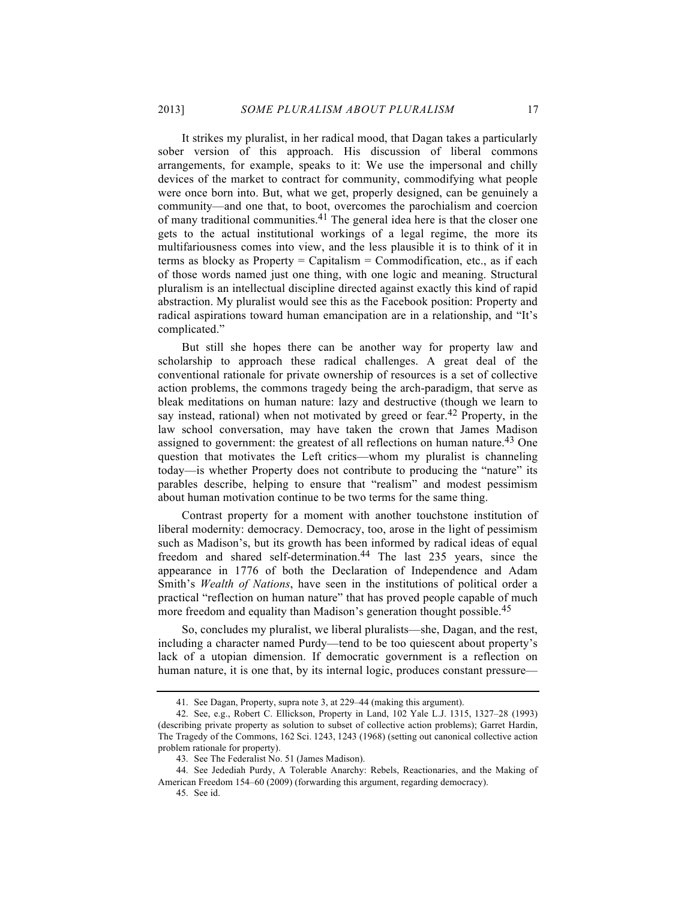It strikes my pluralist, in her radical mood, that Dagan takes a particularly sober version of this approach. His discussion of liberal commons arrangements, for example, speaks to it: We use the impersonal and chilly devices of the market to contract for community, commodifying what people were once born into. But, what we get, properly designed, can be genuinely a community—and one that, to boot, overcomes the parochialism and coercion of many traditional communities.[41] The general idea here is that the closer one gets to the actual institutional workings of a legal regime, the more its multifariousness comes into view, and the less plausible it is to think of it in terms as blocky as Property = Capitalism = Commodification, etc., as if each of those words named just one thing, with one logic and meaning. Structural pluralism is an intellectual discipline directed against exactly this kind of rapid abstraction. My pluralist would see this as the Facebook position: Property and radical aspirations toward human emancipation are in a relationship, and "It's complicated."

But still she hopes there can be another way for property law and scholarship to approach these radical challenges. A great deal of the conventional rationale for private ownership of resources is a set of collective action problems, the commons tragedy being the arch-paradigm, that serve as bleak meditations on human nature: lazy and destructive (though we learn to say instead, rational) when not motivated by greed or fear.[42] Property, in the law school conversation, may have taken the crown that James Madison assigned to government: the greatest of all reflections on human nature.[43] One question that motivates the Left critics—whom my pluralist is channeling today—is whether Property does not contribute to producing the "nature" its parables describe, helping to ensure that "realism" and modest pessimism about human motivation continue to be two terms for the same thing.

Contrast property for a moment with another touchstone institution of liberal modernity: democracy. Democracy, too, arose in the light of pessimism such as Madison's, but its growth has been informed by radical ideas of equal freedom and shared self-determination.[44] The last 235 years, since the appearance in 1776 of both the Declaration of Independence and Adam Smith's *Wealth of Nations*, have seen in the institutions of political order a practical "reflection on human nature" that has proved people capable of much more freedom and equality than Madison's generation thought possible.[45]

So, concludes my pluralist, we liberal pluralists—she, Dagan, and the rest, including a character named Purdy—tend to be too quiescent about property's lack of a utopian dimension. If democratic government is a reflection on human nature, it is one that, by its internal logic, produces constant pressure—

41. See Dagan, Property, supra note 3, at 229–44 (making this argument).

42. See, e.g., Robert C. Ellickson, Property in Land, 102 Yale L.J. 1315, 1327–28 (1993) (describing private property as solution to subset of collective action problems); Garret Hardin, The Tragedy of the Commons, 162 Sci. 1243, 1243 (1968) (setting out canonical collective action problem rationale for property).

43. See The Federalist No. 51 (James Madison).

44. See Jedediah Purdy, A Tolerable Anarchy: Rebels, Reactionaries, and the Making of American Freedom 154–60 (2009) (forwarding this argument, regarding democracy).

45. See id.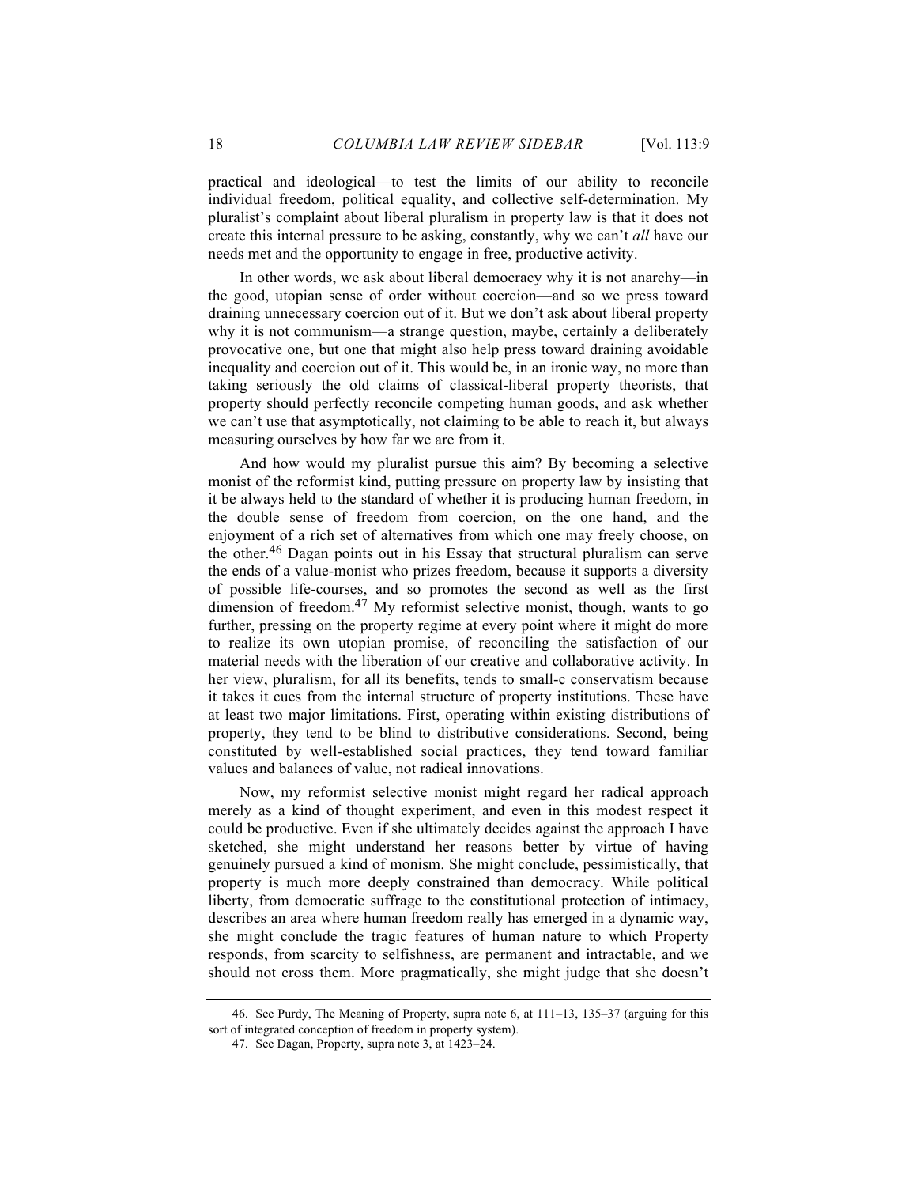practical and ideological—to test the limits of our ability to reconcile individual freedom, political equality, and collective self-determination. My pluralist's complaint about liberal pluralism in property law is that it does not create this internal pressure to be asking, constantly, why we can't *all* have our needs met and the opportunity to engage in free, productive activity.

In other words, we ask about liberal democracy why it is not anarchy—in the good, utopian sense of order without coercion—and so we press toward draining unnecessary coercion out of it. But we don't ask about liberal property why it is not communism—a strange question, maybe, certainly a deliberately provocative one, but one that might also help press toward draining avoidable inequality and coercion out of it. This would be, in an ironic way, no more than taking seriously the old claims of classical-liberal property theorists, that property should perfectly reconcile competing human goods, and ask whether we can't use that asymptotically, not claiming to be able to reach it, but always measuring ourselves by how far we are from it.

And how would my pluralist pursue this aim? By becoming a selective monist of the reformist kind, putting pressure on property law by insisting that it be always held to the standard of whether it is producing human freedom, in the double sense of freedom from coercion, on the one hand, and the enjoyment of a rich set of alternatives from which one may freely choose, on the other.[46] Dagan points out in his Essay that structural pluralism can serve the ends of a value-monist who prizes freedom, because it supports a diversity of possible life-courses, and so promotes the second as well as the first dimension of freedom.[47] My reformist selective monist, though, wants to go further, pressing on the property regime at every point where it might do more to realize its own utopian promise, of reconciling the satisfaction of our material needs with the liberation of our creative and collaborative activity. In her view, pluralism, for all its benefits, tends to small-c conservatism because it takes it cues from the internal structure of property institutions. These have at least two major limitations. First, operating within existing distributions of property, they tend to be blind to distributive considerations. Second, being constituted by well-established social practices, they tend toward familiar values and balances of value, not radical innovations.

Now, my reformist selective monist might regard her radical approach merely as a kind of thought experiment, and even in this modest respect it could be productive. Even if she ultimately decides against the approach I have sketched, she might understand her reasons better by virtue of having genuinely pursued a kind of monism. She might conclude, pessimistically, that property is much more deeply constrained than democracy. While political liberty, from democratic suffrage to the constitutional protection of intimacy, describes an area where human freedom really has emerged in a dynamic way, she might conclude the tragic features of human nature to which Property responds, from scarcity to selfishness, are permanent and intractable, and we should not cross them. More pragmatically, she might judge that she doesn't

---

46. See Purdy, The Meaning of Property, supra note 6, at 111–13, 135–37 (arguing for this sort of integrated conception of freedom in property system).

47. See Dagan, Property, supra note 3, at 1423–24.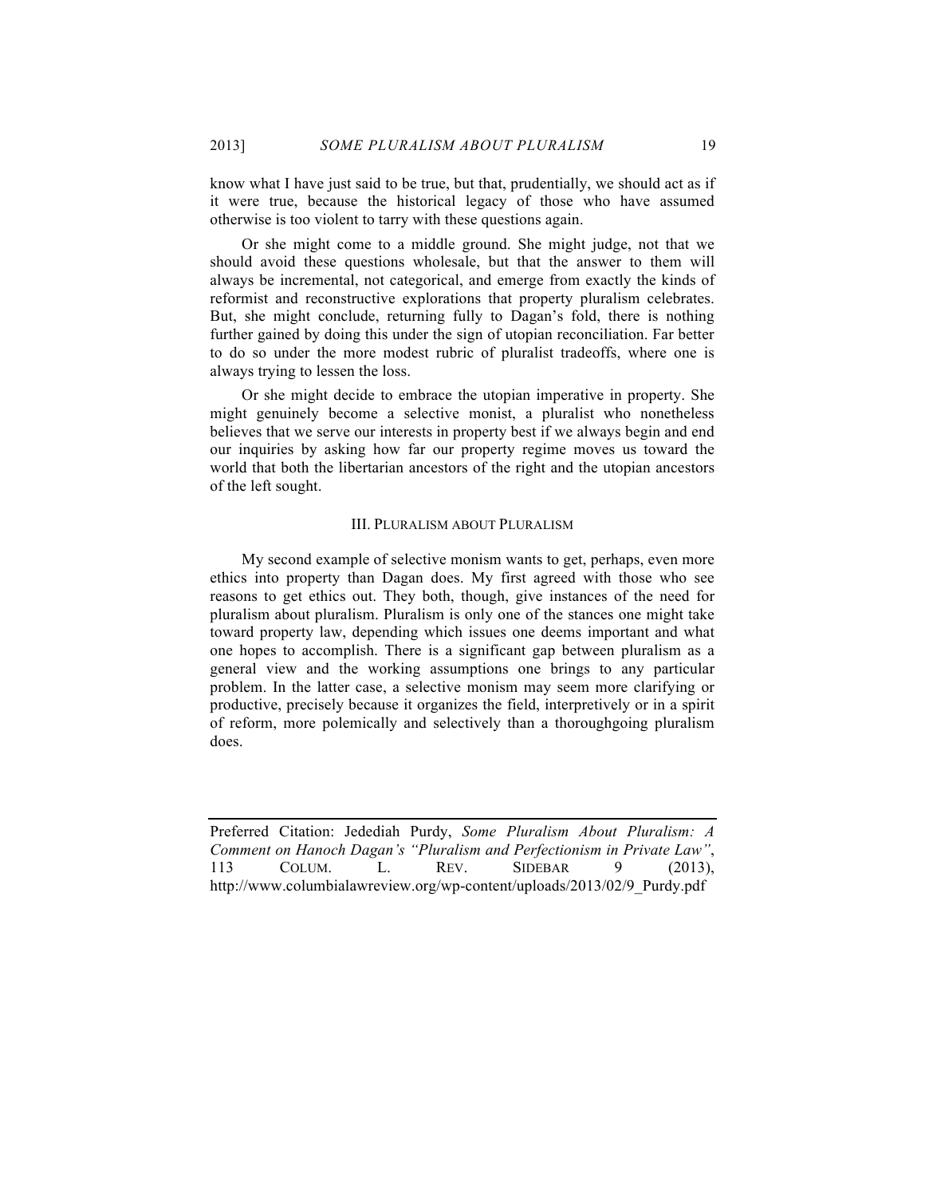know what I have just said to be true, but that, prudentially, we should act as if it were true, because the historical legacy of those who have assumed otherwise is too violent to tarry with these questions again.

Or she might come to a middle ground. She might judge, not that we should avoid these questions wholesale, but that the answer to them will always be incremental, not categorical, and emerge from exactly the kinds of reformist and reconstructive explorations that property pluralism celebrates. But, she might conclude, returning fully to Dagan's fold, there is nothing further gained by doing this under the sign of utopian reconciliation. Far better to do so under the more modest rubric of pluralist tradeoffs, where one is always trying to lessen the loss.

Or she might decide to embrace the utopian imperative in property. She might genuinely become a selective monist, a pluralist who nonetheless believes that we serve our interests in property best if we always begin and end our inquiries by asking how far our property regime moves us toward the world that both the libertarian ancestors of the right and the utopian ancestors of the left sought.

## III. Pluralism about Pluralism

My second example of selective monism wants to get, perhaps, even more ethics into property than Dagan does. My first agreed with those who see reasons to get ethics out. They both, though, give instances of the need for pluralism about pluralism. Pluralism is only one of the stances one might take toward property law, depending which issues one deems important and what one hopes to accomplish. There is a significant gap between pluralism as a general view and the working assumptions one brings to any particular problem. In the latter case, a selective monism may seem more clarifying or productive, precisely because it organizes the field, interpretively or in a spirit of reform, more polemically and selectively than a thoroughgoing pluralism does.

---

Preferred Citation: Jedediah Purdy, *Some Pluralism About Pluralism: A Comment on Hanoch Dagan's "Pluralism and Perfectionism in Private Law"*, 113 Colum. L. Rev. Sidebar 9 (2013), http://www.columbialawreview.org/wp-content/uploads/2013/02/9_Purdy.pdf